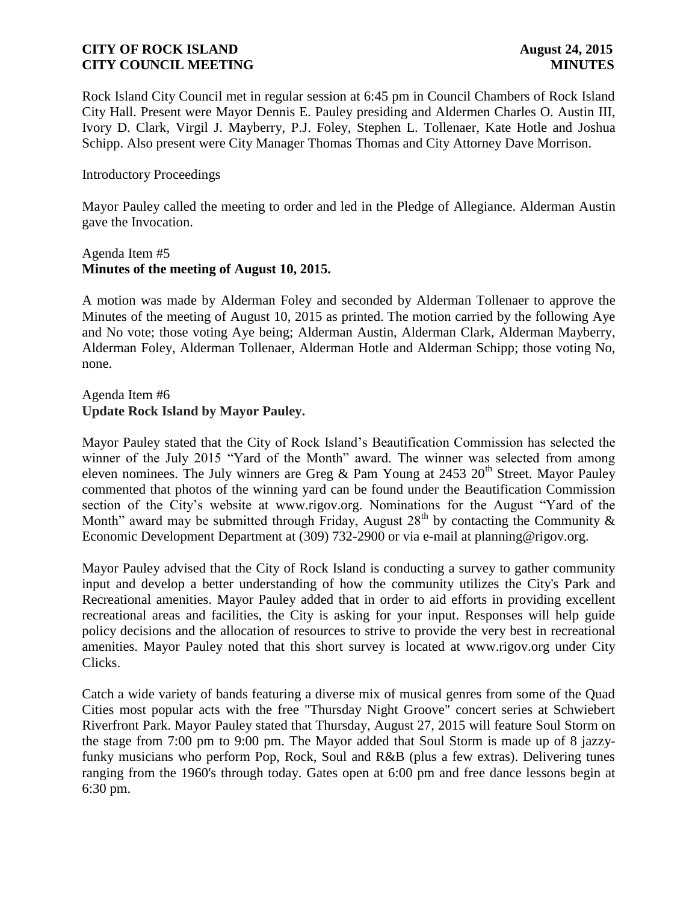**CITY OF ROCK ISLAND** **August 24, 2015**
**CITY COUNCIL MEETING** **MINUTES**

Rock Island City Council met in regular session at 6:45 pm in Council Chambers of Rock Island City Hall. Present were Mayor Dennis E. Pauley presiding and Aldermen Charles O. Austin III, Ivory D. Clark, Virgil J. Mayberry, P.J. Foley, Stephen L. Tollenaer, Kate Hotle and Joshua Schipp. Also present were City Manager Thomas Thomas and City Attorney Dave Morrison.

Introductory Proceedings

Mayor Pauley called the meeting to order and led in the Pledge of Allegiance. Alderman Austin gave the Invocation.

Agenda Item #5
**Minutes of the meeting of August 10, 2015.**

A motion was made by Alderman Foley and seconded by Alderman Tollenaer to approve the Minutes of the meeting of August 10, 2015 as printed. The motion carried by the following Aye and No vote; those voting Aye being; Alderman Austin, Alderman Clark, Alderman Mayberry, Alderman Foley, Alderman Tollenaer, Alderman Hotle and Alderman Schipp; those voting No, none.

Agenda Item #6
**Update Rock Island by Mayor Pauley.**

Mayor Pauley stated that the City of Rock Island's Beautification Commission has selected the winner of the July 2015 "Yard of the Month" award. The winner was selected from among eleven nominees. The July winners are Greg & Pam Young at 2453 20th Street. Mayor Pauley commented that photos of the winning yard can be found under the Beautification Commission section of the City's website at www.rigov.org. Nominations for the August "Yard of the Month" award may be submitted through Friday, August 28th by contacting the Community & Economic Development Department at (309) 732-2900 or via e-mail at planning@rigov.org.

Mayor Pauley advised that the City of Rock Island is conducting a survey to gather community input and develop a better understanding of how the community utilizes the City's Park and Recreational amenities. Mayor Pauley added that in order to aid efforts in providing excellent recreational areas and facilities, the City is asking for your input. Responses will help guide policy decisions and the allocation of resources to strive to provide the very best in recreational amenities. Mayor Pauley noted that this short survey is located at www.rigov.org under City Clicks.

Catch a wide variety of bands featuring a diverse mix of musical genres from some of the Quad Cities most popular acts with the free "Thursday Night Groove" concert series at Schwiebert Riverfront Park. Mayor Pauley stated that Thursday, August 27, 2015 will feature Soul Storm on the stage from 7:00 pm to 9:00 pm. The Mayor added that Soul Storm is made up of 8 jazzy-funky musicians who perform Pop, Rock, Soul and R&B (plus a few extras). Delivering tunes ranging from the 1960's through today. Gates open at 6:00 pm and free dance lessons begin at 6:30 pm.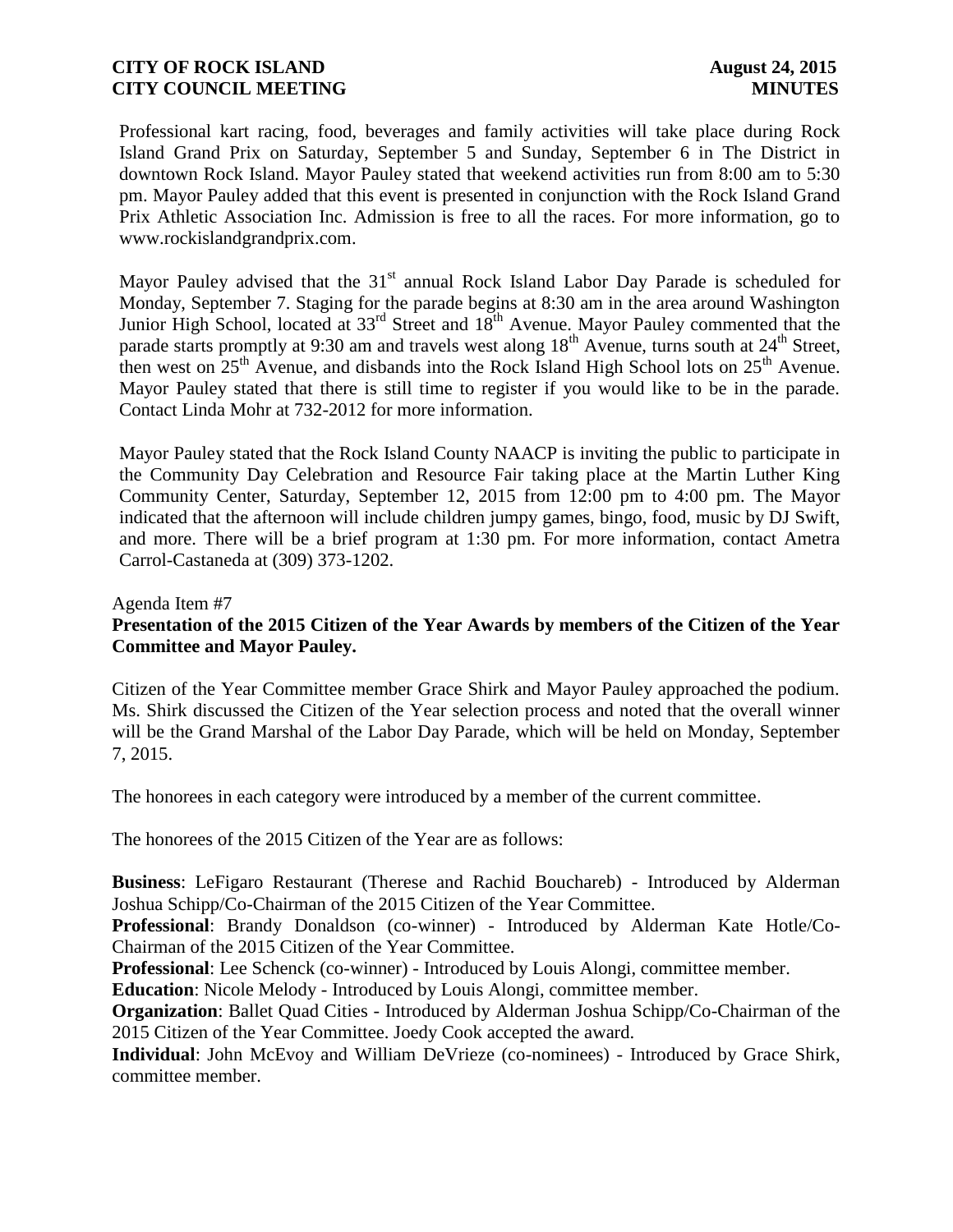Professional kart racing, food, beverages and family activities will take place during Rock Island Grand Prix on Saturday, September 5 and Sunday, September 6 in The District in downtown Rock Island. Mayor Pauley stated that weekend activities run from 8:00 am to 5:30 pm. Mayor Pauley added that this event is presented in conjunction with the Rock Island Grand Prix Athletic Association Inc. Admission is free to all the races. For more information, go to www.rockislandgrandprix.com.

Mayor Pauley advised that the 31st annual Rock Island Labor Day Parade is scheduled for Monday, September 7. Staging for the parade begins at 8:30 am in the area around Washington Junior High School, located at 33rd Street and 18th Avenue. Mayor Pauley commented that the parade starts promptly at 9:30 am and travels west along 18th Avenue, turns south at 24th Street, then west on 25th Avenue, and disbands into the Rock Island High School lots on 25th Avenue. Mayor Pauley stated that there is still time to register if you would like to be in the parade. Contact Linda Mohr at 732-2012 for more information.

Mayor Pauley stated that the Rock Island County NAACP is inviting the public to participate in the Community Day Celebration and Resource Fair taking place at the Martin Luther King Community Center, Saturday, September 12, 2015 from 12:00 pm to 4:00 pm. The Mayor indicated that the afternoon will include children jumpy games, bingo, food, music by DJ Swift, and more. There will be a brief program at 1:30 pm. For more information, contact Ametra Carrol-Castaneda at (309) 373-1202.

Agenda Item #7

**Presentation of the 2015 Citizen of the Year Awards by members of the Citizen of the Year Committee and Mayor Pauley.**

Citizen of the Year Committee member Grace Shirk and Mayor Pauley approached the podium. Ms. Shirk discussed the Citizen of the Year selection process and noted that the overall winner will be the Grand Marshal of the Labor Day Parade, which will be held on Monday, September 7, 2015.

The honorees in each category were introduced by a member of the current committee.

The honorees of the 2015 Citizen of the Year are as follows:

**Business**: LeFigaro Restaurant (Therese and Rachid Bouchareb) - Introduced by Alderman Joshua Schipp/Co-Chairman of the 2015 Citizen of the Year Committee.
**Professional**: Brandy Donaldson (co-winner) - Introduced by Alderman Kate Hotle/Co-Chairman of the 2015 Citizen of the Year Committee.
**Professional**: Lee Schenck (co-winner) - Introduced by Louis Alongi, committee member.
**Education**: Nicole Melody - Introduced by Louis Alongi, committee member.
**Organization**: Ballet Quad Cities - Introduced by Alderman Joshua Schipp/Co-Chairman of the 2015 Citizen of the Year Committee. Joedy Cook accepted the award.
**Individual**: John McEvoy and William DeVrieze (co-nominees) - Introduced by Grace Shirk, committee member.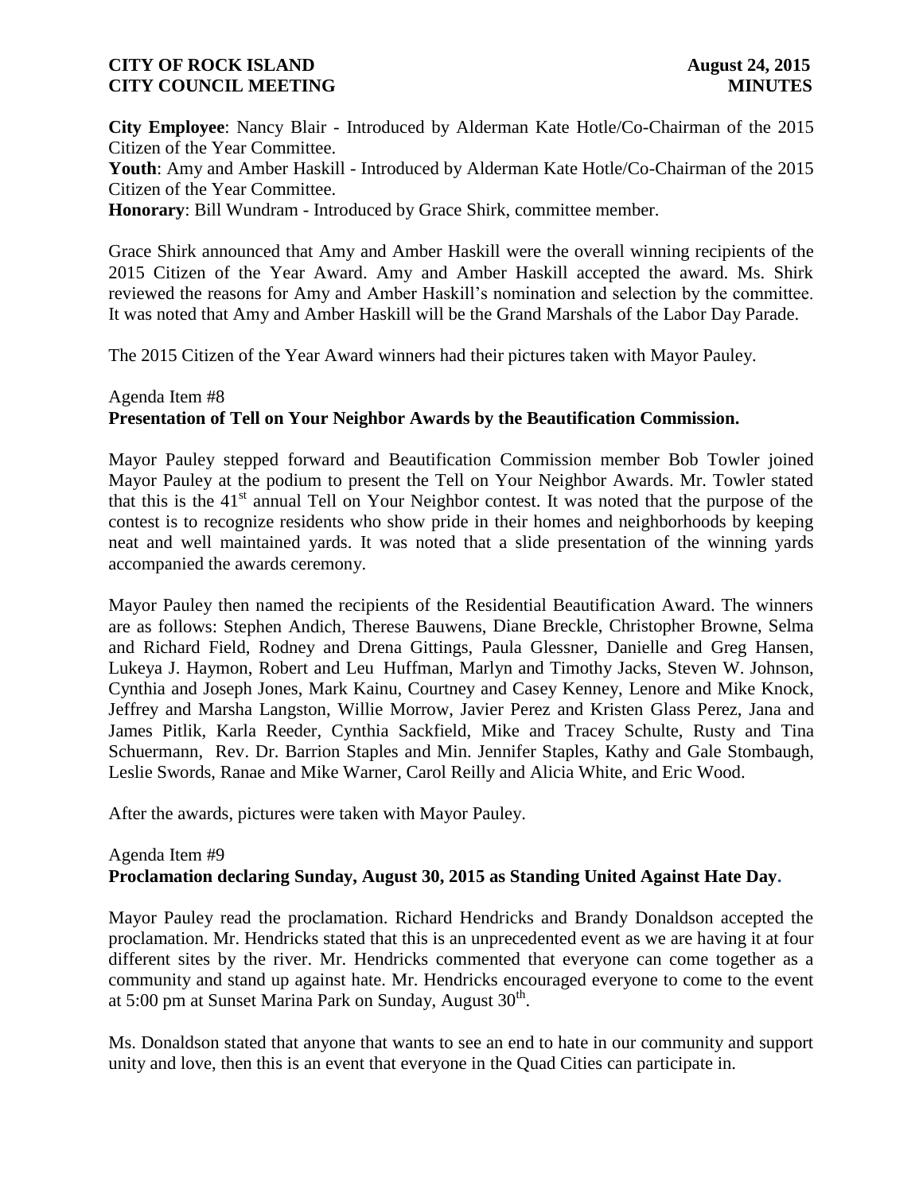**City Employee**: Nancy Blair - Introduced by Alderman Kate Hotle/Co-Chairman of the 2015 Citizen of the Year Committee.
**Youth**: Amy and Amber Haskill - Introduced by Alderman Kate Hotle/Co-Chairman of the 2015 Citizen of the Year Committee.
**Honorary**: Bill Wundram - Introduced by Grace Shirk, committee member.

Grace Shirk announced that Amy and Amber Haskill were the overall winning recipients of the 2015 Citizen of the Year Award. Amy and Amber Haskill accepted the award. Ms. Shirk reviewed the reasons for Amy and Amber Haskill's nomination and selection by the committee. It was noted that Amy and Amber Haskill will be the Grand Marshals of the Labor Day Parade.

The 2015 Citizen of the Year Award winners had their pictures taken with Mayor Pauley.

Agenda Item #8
**Presentation of Tell on Your Neighbor Awards by the Beautification Commission.**

Mayor Pauley stepped forward and Beautification Commission member Bob Towler joined Mayor Pauley at the podium to present the Tell on Your Neighbor Awards. Mr. Towler stated that this is the 41st annual Tell on Your Neighbor contest. It was noted that the purpose of the contest is to recognize residents who show pride in their homes and neighborhoods by keeping neat and well maintained yards. It was noted that a slide presentation of the winning yards accompanied the awards ceremony.

Mayor Pauley then named the recipients of the Residential Beautification Award. The winners are as follows: Stephen Andich, Therese Bauwens, Diane Breckle, Christopher Browne, Selma and Richard Field, Rodney and Drena Gittings, Paula Glessner, Danielle and Greg Hansen, Lukeya J. Haymon, Robert and Leu Huffman, Marlyn and Timothy Jacks, Steven W. Johnson, Cynthia and Joseph Jones, Mark Kainu, Courtney and Casey Kenney, Lenore and Mike Knock, Jeffrey and Marsha Langston, Willie Morrow, Javier Perez and Kristen Glass Perez, Jana and James Pitlik, Karla Reeder, Cynthia Sackfield, Mike and Tracey Schulte, Rusty and Tina Schuermann, Rev. Dr. Barrion Staples and Min. Jennifer Staples, Kathy and Gale Stombaugh, Leslie Swords, Ranae and Mike Warner, Carol Reilly and Alicia White, and Eric Wood.

After the awards, pictures were taken with Mayor Pauley.

Agenda Item #9
**Proclamation declaring Sunday, August 30, 2015 as Standing United Against Hate Day.**

Mayor Pauley read the proclamation. Richard Hendricks and Brandy Donaldson accepted the proclamation. Mr. Hendricks stated that this is an unprecedented event as we are having it at four different sites by the river. Mr. Hendricks commented that everyone can come together as a community and stand up against hate. Mr. Hendricks encouraged everyone to come to the event at 5:00 pm at Sunset Marina Park on Sunday, August 30th.

Ms. Donaldson stated that anyone that wants to see an end to hate in our community and support unity and love, then this is an event that everyone in the Quad Cities can participate in.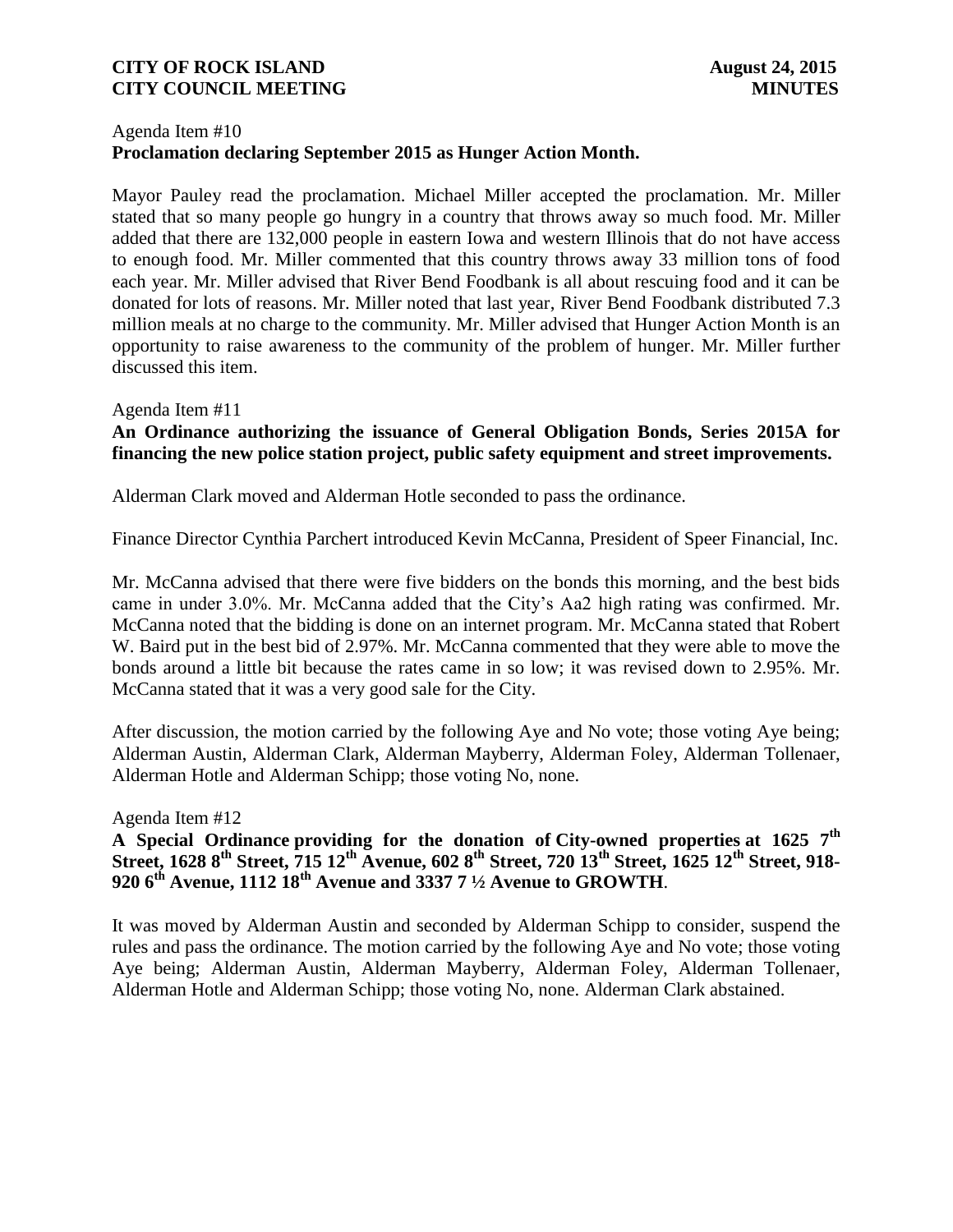Agenda Item #10
**Proclamation declaring September 2015 as Hunger Action Month.**

Mayor Pauley read the proclamation. Michael Miller accepted the proclamation. Mr. Miller stated that so many people go hungry in a country that throws away so much food. Mr. Miller added that there are 132,000 people in eastern Iowa and western Illinois that do not have access to enough food. Mr. Miller commented that this country throws away 33 million tons of food each year. Mr. Miller advised that River Bend Foodbank is all about rescuing food and it can be donated for lots of reasons. Mr. Miller noted that last year, River Bend Foodbank distributed 7.3 million meals at no charge to the community. Mr. Miller advised that Hunger Action Month is an opportunity to raise awareness to the community of the problem of hunger. Mr. Miller further discussed this item.

Agenda Item #11
**An Ordinance authorizing the issuance of General Obligation Bonds, Series 2015A for financing the new police station project, public safety equipment and street improvements.**

Alderman Clark moved and Alderman Hotle seconded to pass the ordinance.

Finance Director Cynthia Parchert introduced Kevin McCanna, President of Speer Financial, Inc.

Mr. McCanna advised that there were five bidders on the bonds this morning, and the best bids came in under 3.0%. Mr. McCanna added that the City's Aa2 high rating was confirmed. Mr. McCanna noted that the bidding is done on an internet program. Mr. McCanna stated that Robert W. Baird put in the best bid of 2.97%. Mr. McCanna commented that they were able to move the bonds around a little bit because the rates came in so low; it was revised down to 2.95%. Mr. McCanna stated that it was a very good sale for the City.

After discussion, the motion carried by the following Aye and No vote; those voting Aye being; Alderman Austin, Alderman Clark, Alderman Mayberry, Alderman Foley, Alderman Tollenaer, Alderman Hotle and Alderman Schipp; those voting No, none.

Agenda Item #12
**A Special Ordinance providing for the donation of City-owned properties at 1625 7th Street, 1628 8th Street, 715 12th Avenue, 602 8th Street, 720 13th Street, 1625 12th Street, 918-920 6th Avenue, 1112 18th Avenue and 3337 7 ½ Avenue to GROWTH**.

It was moved by Alderman Austin and seconded by Alderman Schipp to consider, suspend the rules and pass the ordinance. The motion carried by the following Aye and No vote; those voting Aye being; Alderman Austin, Alderman Mayberry, Alderman Foley, Alderman Tollenaer, Alderman Hotle and Alderman Schipp; those voting No, none. Alderman Clark abstained.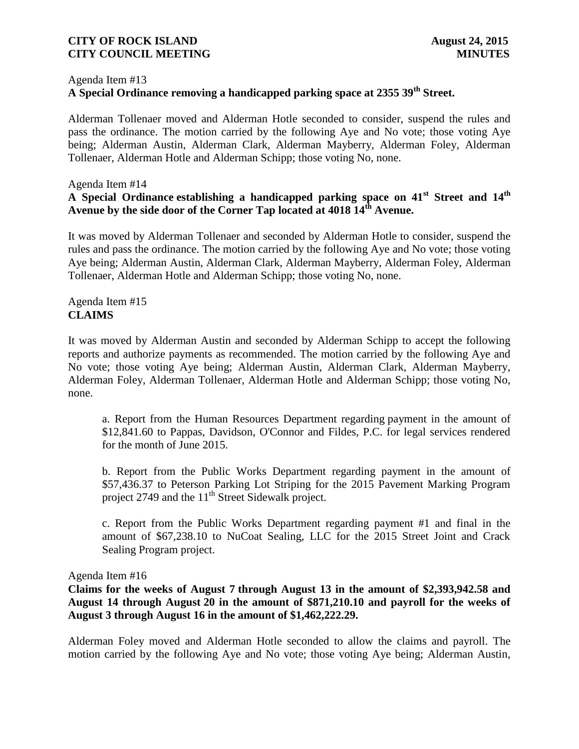Agenda Item #13
**A Special Ordinance removing a handicapped parking space at 2355 39th Street.**

Alderman Tollenaer moved and Alderman Hotle seconded to consider, suspend the rules and pass the ordinance. The motion carried by the following Aye and No vote; those voting Aye being; Alderman Austin, Alderman Clark, Alderman Mayberry, Alderman Foley, Alderman Tollenaer, Alderman Hotle and Alderman Schipp; those voting No, none.

Agenda Item #14
**A Special Ordinance establishing a handicapped parking space on 41st Street and 14th Avenue by the side door of the Corner Tap located at 4018 14th Avenue.**

It was moved by Alderman Tollenaer and seconded by Alderman Hotle to consider, suspend the rules and pass the ordinance. The motion carried by the following Aye and No vote; those voting Aye being; Alderman Austin, Alderman Clark, Alderman Mayberry, Alderman Foley, Alderman Tollenaer, Alderman Hotle and Alderman Schipp; those voting No, none.

Agenda Item #15
**CLAIMS**

It was moved by Alderman Austin and seconded by Alderman Schipp to accept the following reports and authorize payments as recommended. The motion carried by the following Aye and No vote; those voting Aye being; Alderman Austin, Alderman Clark, Alderman Mayberry, Alderman Foley, Alderman Tollenaer, Alderman Hotle and Alderman Schipp; those voting No, none.

a. Report from the Human Resources Department regarding payment in the amount of $12,841.60 to Pappas, Davidson, O'Connor and Fildes, P.C. for legal services rendered for the month of June 2015.

b. Report from the Public Works Department regarding payment in the amount of $57,436.37 to Peterson Parking Lot Striping for the 2015 Pavement Marking Program project 2749 and the 11th Street Sidewalk project.

c. Report from the Public Works Department regarding payment #1 and final in the amount of $67,238.10 to NuCoat Sealing, LLC for the 2015 Street Joint and Crack Sealing Program project.

Agenda Item #16
**Claims for the weeks of August 7 through August 13 in the amount of $2,393,942.58 and August 14 through August 20 in the amount of $871,210.10 and payroll for the weeks of August 3 through August 16 in the amount of $1,462,222.29.**

Alderman Foley moved and Alderman Hotle seconded to allow the claims and payroll. The motion carried by the following Aye and No vote; those voting Aye being; Alderman Austin,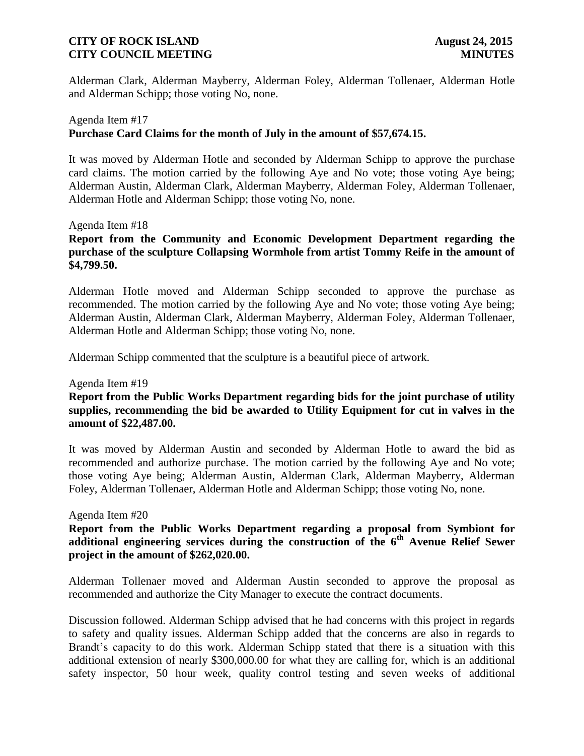Alderman Clark, Alderman Mayberry, Alderman Foley, Alderman Tollenaer, Alderman Hotle and Alderman Schipp; those voting No, none.

Agenda Item #17

**Purchase Card Claims for the month of July in the amount of $57,674.15.**

It was moved by Alderman Hotle and seconded by Alderman Schipp to approve the purchase card claims. The motion carried by the following Aye and No vote; those voting Aye being; Alderman Austin, Alderman Clark, Alderman Mayberry, Alderman Foley, Alderman Tollenaer, Alderman Hotle and Alderman Schipp; those voting No, none.

Agenda Item #18

**Report from the Community and Economic Development Department regarding the purchase of the sculpture Collapsing Wormhole from artist Tommy Reife in the amount of $4,799.50.**

Alderman Hotle moved and Alderman Schipp seconded to approve the purchase as recommended. The motion carried by the following Aye and No vote; those voting Aye being; Alderman Austin, Alderman Clark, Alderman Mayberry, Alderman Foley, Alderman Tollenaer, Alderman Hotle and Alderman Schipp; those voting No, none.

Alderman Schipp commented that the sculpture is a beautiful piece of artwork.

Agenda Item #19

**Report from the Public Works Department regarding bids for the joint purchase of utility supplies, recommending the bid be awarded to Utility Equipment for cut in valves in the amount of $22,487.00.**

It was moved by Alderman Austin and seconded by Alderman Hotle to award the bid as recommended and authorize purchase. The motion carried by the following Aye and No vote; those voting Aye being; Alderman Austin, Alderman Clark, Alderman Mayberry, Alderman Foley, Alderman Tollenaer, Alderman Hotle and Alderman Schipp; those voting No, none.

Agenda Item #20

**Report from the Public Works Department regarding a proposal from Symbiont for additional engineering services during the construction of the 6th Avenue Relief Sewer project in the amount of $262,020.00.**

Alderman Tollenaer moved and Alderman Austin seconded to approve the proposal as recommended and authorize the City Manager to execute the contract documents.

Discussion followed. Alderman Schipp advised that he had concerns with this project in regards to safety and quality issues. Alderman Schipp added that the concerns are also in regards to Brandt's capacity to do this work. Alderman Schipp stated that there is a situation with this additional extension of nearly $300,000.00 for what they are calling for, which is an additional safety inspector, 50 hour week, quality control testing and seven weeks of additional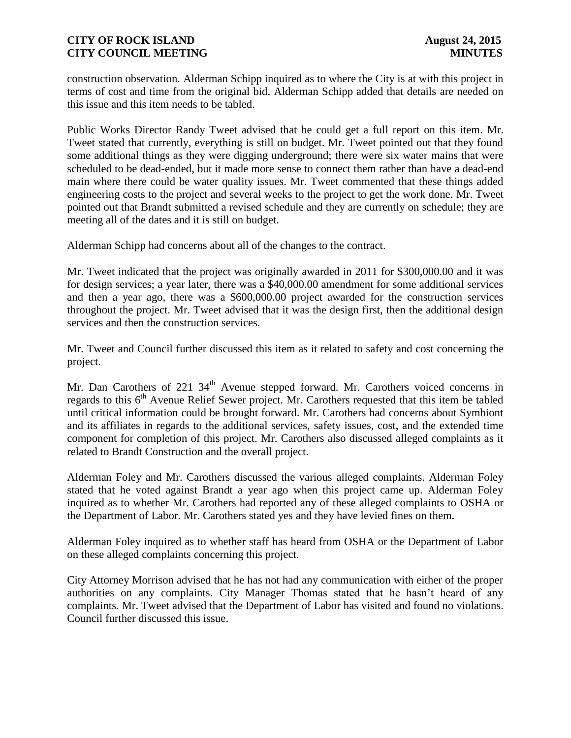construction observation. Alderman Schipp inquired as to where the City is at with this project in terms of cost and time from the original bid. Alderman Schipp added that details are needed on this issue and this item needs to be tabled.

Public Works Director Randy Tweet advised that he could get a full report on this item. Mr. Tweet stated that currently, everything is still on budget. Mr. Tweet pointed out that they found some additional things as they were digging underground; there were six water mains that were scheduled to be dead-ended, but it made more sense to connect them rather than have a dead-end main where there could be water quality issues. Mr. Tweet commented that these things added engineering costs to the project and several weeks to the project to get the work done. Mr. Tweet pointed out that Brandt submitted a revised schedule and they are currently on schedule; they are meeting all of the dates and it is still on budget.

Alderman Schipp had concerns about all of the changes to the contract.

Mr. Tweet indicated that the project was originally awarded in 2011 for $300,000.00 and it was for design services; a year later, there was a $40,000.00 amendment for some additional services and then a year ago, there was a $600,000.00 project awarded for the construction services throughout the project. Mr. Tweet advised that it was the design first, then the additional design services and then the construction services.

Mr. Tweet and Council further discussed this item as it related to safety and cost concerning the project.

Mr. Dan Carothers of 221 34th Avenue stepped forward. Mr. Carothers voiced concerns in regards to this 6th Avenue Relief Sewer project. Mr. Carothers requested that this item be tabled until critical information could be brought forward. Mr. Carothers had concerns about Symbiont and its affiliates in regards to the additional services, safety issues, cost, and the extended time component for completion of this project. Mr. Carothers also discussed alleged complaints as it related to Brandt Construction and the overall project.

Alderman Foley and Mr. Carothers discussed the various alleged complaints. Alderman Foley stated that he voted against Brandt a year ago when this project came up. Alderman Foley inquired as to whether Mr. Carothers had reported any of these alleged complaints to OSHA or the Department of Labor. Mr. Carothers stated yes and they have levied fines on them.

Alderman Foley inquired as to whether staff has heard from OSHA or the Department of Labor on these alleged complaints concerning this project.

City Attorney Morrison advised that he has not had any communication with either of the proper authorities on any complaints. City Manager Thomas stated that he hasn't heard of any complaints. Mr. Tweet advised that the Department of Labor has visited and found no violations. Council further discussed this issue.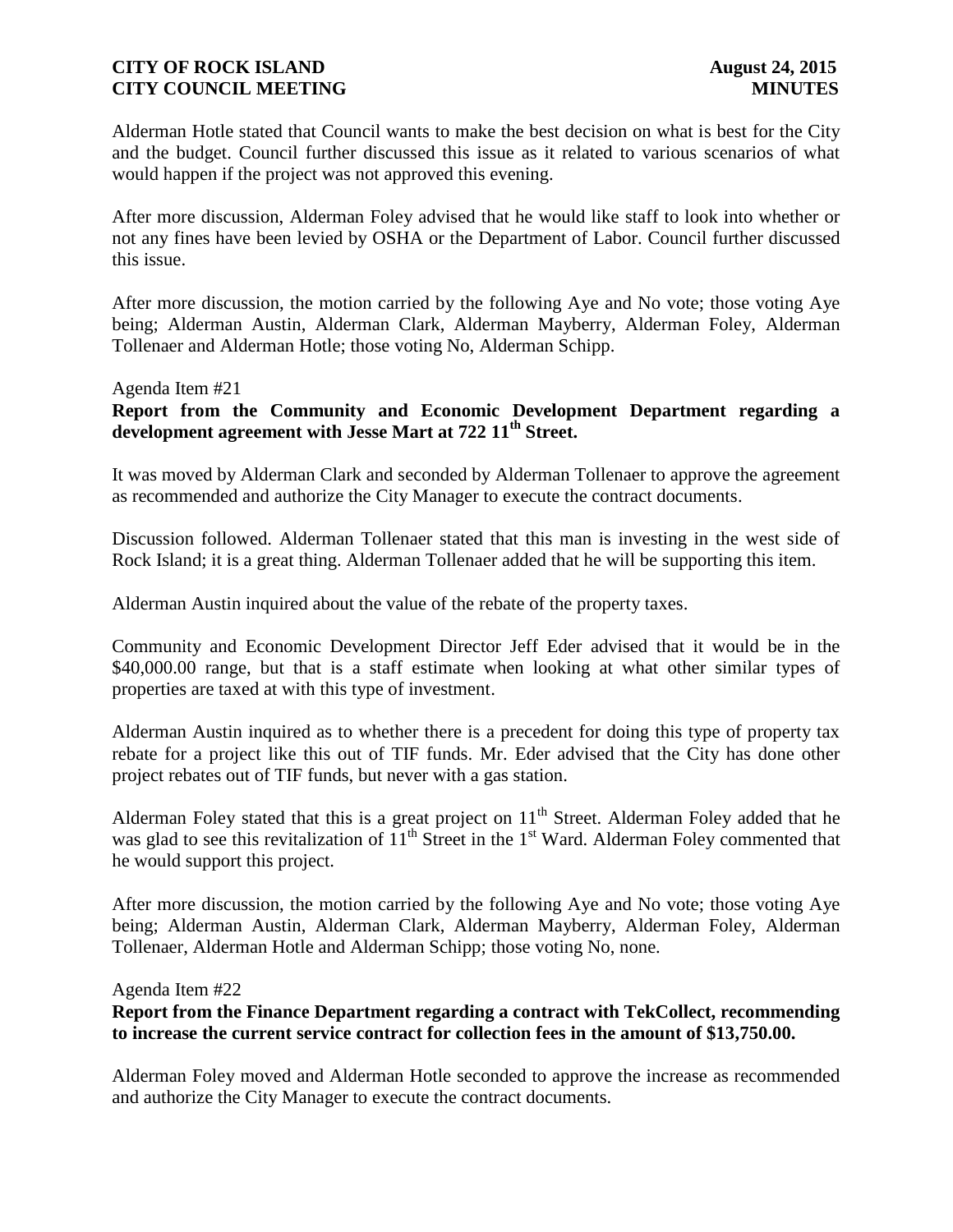Alderman Hotle stated that Council wants to make the best decision on what is best for the City and the budget. Council further discussed this issue as it related to various scenarios of what would happen if the project was not approved this evening.

After more discussion, Alderman Foley advised that he would like staff to look into whether or not any fines have been levied by OSHA or the Department of Labor. Council further discussed this issue.

After more discussion, the motion carried by the following Aye and No vote; those voting Aye being; Alderman Austin, Alderman Clark, Alderman Mayberry, Alderman Foley, Alderman Tollenaer and Alderman Hotle; those voting No, Alderman Schipp.

Agenda Item #21

**Report from the Community and Economic Development Department regarding a development agreement with Jesse Mart at 722 11th Street.**

It was moved by Alderman Clark and seconded by Alderman Tollenaer to approve the agreement as recommended and authorize the City Manager to execute the contract documents.

Discussion followed. Alderman Tollenaer stated that this man is investing in the west side of Rock Island; it is a great thing. Alderman Tollenaer added that he will be supporting this item.

Alderman Austin inquired about the value of the rebate of the property taxes.

Community and Economic Development Director Jeff Eder advised that it would be in the $40,000.00 range, but that is a staff estimate when looking at what other similar types of properties are taxed at with this type of investment.

Alderman Austin inquired as to whether there is a precedent for doing this type of property tax rebate for a project like this out of TIF funds. Mr. Eder advised that the City has done other project rebates out of TIF funds, but never with a gas station.

Alderman Foley stated that this is a great project on 11th Street. Alderman Foley added that he was glad to see this revitalization of 11th Street in the 1st Ward. Alderman Foley commented that he would support this project.

After more discussion, the motion carried by the following Aye and No vote; those voting Aye being; Alderman Austin, Alderman Clark, Alderman Mayberry, Alderman Foley, Alderman Tollenaer, Alderman Hotle and Alderman Schipp; those voting No, none.

Agenda Item #22

**Report from the Finance Department regarding a contract with TekCollect, recommending to increase the current service contract for collection fees in the amount of $13,750.00.**

Alderman Foley moved and Alderman Hotle seconded to approve the increase as recommended and authorize the City Manager to execute the contract documents.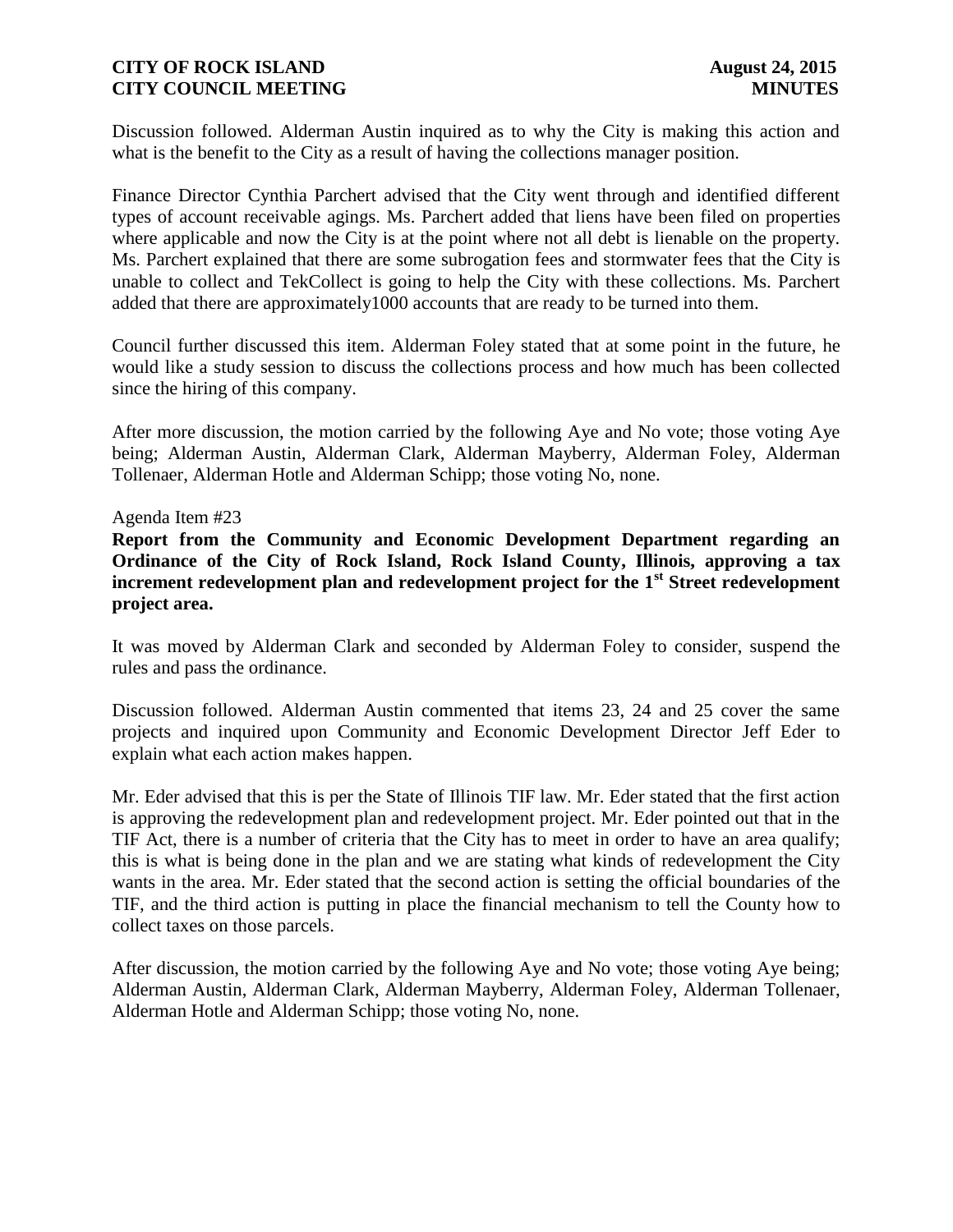Discussion followed. Alderman Austin inquired as to why the City is making this action and what is the benefit to the City as a result of having the collections manager position.

Finance Director Cynthia Parchert advised that the City went through and identified different types of account receivable agings. Ms. Parchert added that liens have been filed on properties where applicable and now the City is at the point where not all debt is lienable on the property. Ms. Parchert explained that there are some subrogation fees and stormwater fees that the City is unable to collect and TekCollect is going to help the City with these collections. Ms. Parchert added that there are approximately1000 accounts that are ready to be turned into them.

Council further discussed this item. Alderman Foley stated that at some point in the future, he would like a study session to discuss the collections process and how much has been collected since the hiring of this company.

After more discussion, the motion carried by the following Aye and No vote; those voting Aye being; Alderman Austin, Alderman Clark, Alderman Mayberry, Alderman Foley, Alderman Tollenaer, Alderman Hotle and Alderman Schipp; those voting No, none.

Agenda Item #23

**Report from the Community and Economic Development Department regarding an Ordinance of the City of Rock Island, Rock Island County, Illinois, approving a tax increment redevelopment plan and redevelopment project for the 1st Street redevelopment project area.**

It was moved by Alderman Clark and seconded by Alderman Foley to consider, suspend the rules and pass the ordinance.

Discussion followed. Alderman Austin commented that items 23, 24 and 25 cover the same projects and inquired upon Community and Economic Development Director Jeff Eder to explain what each action makes happen.

Mr. Eder advised that this is per the State of Illinois TIF law. Mr. Eder stated that the first action is approving the redevelopment plan and redevelopment project. Mr. Eder pointed out that in the TIF Act, there is a number of criteria that the City has to meet in order to have an area qualify; this is what is being done in the plan and we are stating what kinds of redevelopment the City wants in the area. Mr. Eder stated that the second action is setting the official boundaries of the TIF, and the third action is putting in place the financial mechanism to tell the County how to collect taxes on those parcels.

After discussion, the motion carried by the following Aye and No vote; those voting Aye being; Alderman Austin, Alderman Clark, Alderman Mayberry, Alderman Foley, Alderman Tollenaer, Alderman Hotle and Alderman Schipp; those voting No, none.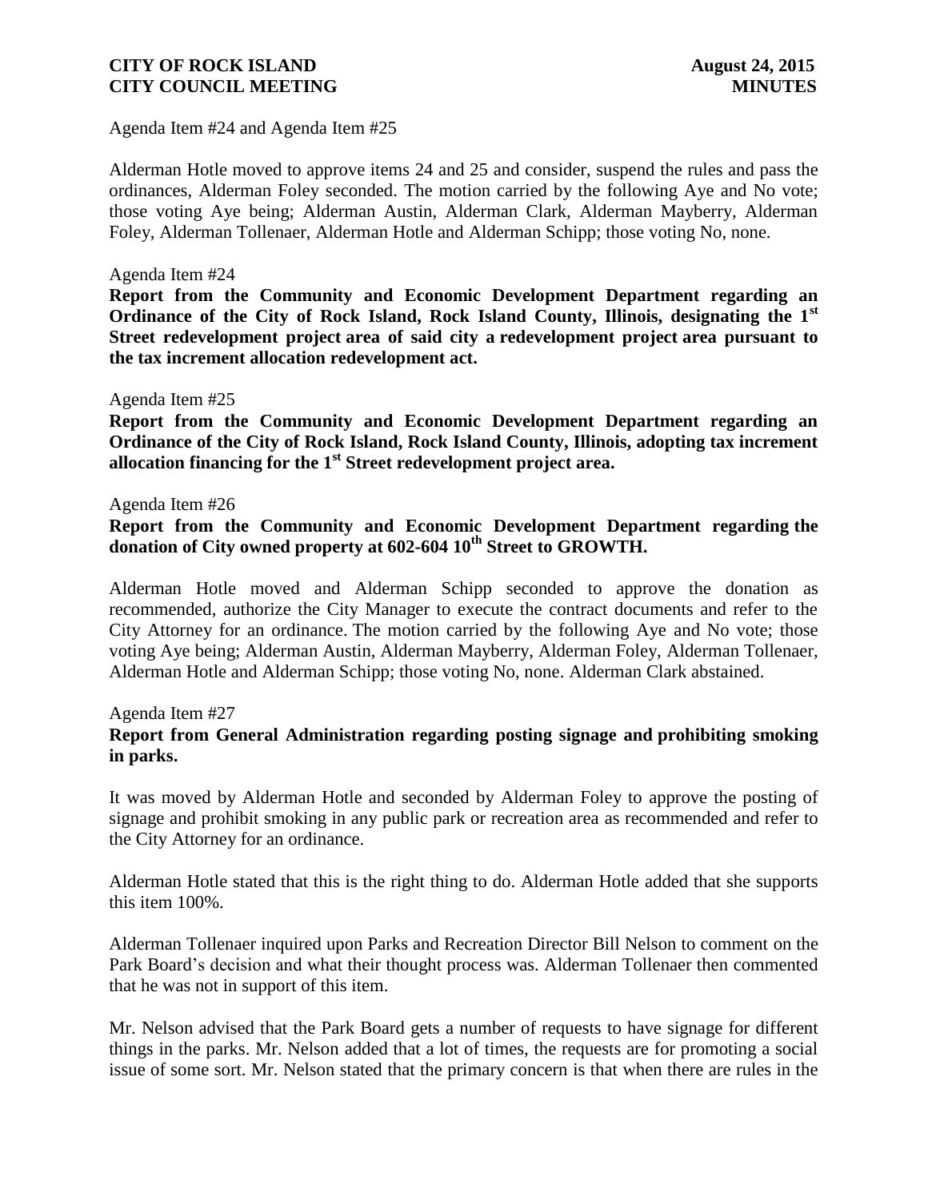Agenda Item #24 and Agenda Item #25

Alderman Hotle moved to approve items 24 and 25 and consider, suspend the rules and pass the ordinances, Alderman Foley seconded. The motion carried by the following Aye and No vote; those voting Aye being; Alderman Austin, Alderman Clark, Alderman Mayberry, Alderman Foley, Alderman Tollenaer, Alderman Hotle and Alderman Schipp; those voting No, none.

Agenda Item #24

**Report from the Community and Economic Development Department regarding an Ordinance of the City of Rock Island, Rock Island County, Illinois, designating the 1st Street redevelopment project area of said city a redevelopment project area pursuant to the tax increment allocation redevelopment act.**

Agenda Item #25

**Report from the Community and Economic Development Department regarding an Ordinance of the City of Rock Island, Rock Island County, Illinois, adopting tax increment allocation financing for the 1st Street redevelopment project area.**

Agenda Item #26

**Report from the Community and Economic Development Department regarding the donation of City owned property at 602-604 10th Street to GROWTH.**

Alderman Hotle moved and Alderman Schipp seconded to approve the donation as recommended, authorize the City Manager to execute the contract documents and refer to the City Attorney for an ordinance. The motion carried by the following Aye and No vote; those voting Aye being; Alderman Austin, Alderman Mayberry, Alderman Foley, Alderman Tollenaer, Alderman Hotle and Alderman Schipp; those voting No, none. Alderman Clark abstained.

Agenda Item #27

**Report from General Administration regarding posting signage and prohibiting smoking in parks.**

It was moved by Alderman Hotle and seconded by Alderman Foley to approve the posting of signage and prohibit smoking in any public park or recreation area as recommended and refer to the City Attorney for an ordinance.

Alderman Hotle stated that this is the right thing to do. Alderman Hotle added that she supports this item 100%.

Alderman Tollenaer inquired upon Parks and Recreation Director Bill Nelson to comment on the Park Board's decision and what their thought process was. Alderman Tollenaer then commented that he was not in support of this item.

Mr. Nelson advised that the Park Board gets a number of requests to have signage for different things in the parks. Mr. Nelson added that a lot of times, the requests are for promoting a social issue of some sort. Mr. Nelson stated that the primary concern is that when there are rules in the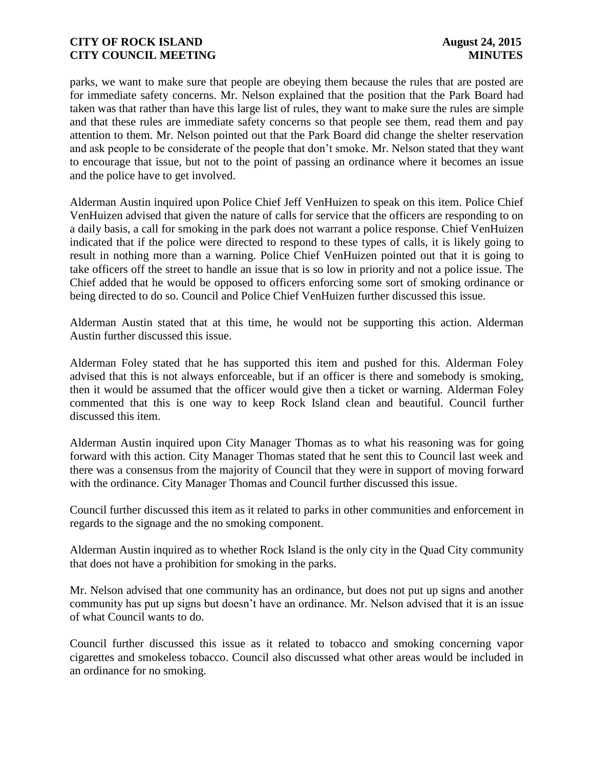parks, we want to make sure that people are obeying them because the rules that are posted are for immediate safety concerns. Mr. Nelson explained that the position that the Park Board had taken was that rather than have this large list of rules, they want to make sure the rules are simple and that these rules are immediate safety concerns so that people see them, read them and pay attention to them. Mr. Nelson pointed out that the Park Board did change the shelter reservation and ask people to be considerate of the people that don't smoke. Mr. Nelson stated that they want to encourage that issue, but not to the point of passing an ordinance where it becomes an issue and the police have to get involved.

Alderman Austin inquired upon Police Chief Jeff VenHuizen to speak on this item. Police Chief VenHuizen advised that given the nature of calls for service that the officers are responding to on a daily basis, a call for smoking in the park does not warrant a police response. Chief VenHuizen indicated that if the police were directed to respond to these types of calls, it is likely going to result in nothing more than a warning. Police Chief VenHuizen pointed out that it is going to take officers off the street to handle an issue that is so low in priority and not a police issue. The Chief added that he would be opposed to officers enforcing some sort of smoking ordinance or being directed to do so. Council and Police Chief VenHuizen further discussed this issue.

Alderman Austin stated that at this time, he would not be supporting this action. Alderman Austin further discussed this issue.

Alderman Foley stated that he has supported this item and pushed for this. Alderman Foley advised that this is not always enforceable, but if an officer is there and somebody is smoking, then it would be assumed that the officer would give then a ticket or warning. Alderman Foley commented that this is one way to keep Rock Island clean and beautiful. Council further discussed this item.

Alderman Austin inquired upon City Manager Thomas as to what his reasoning was for going forward with this action. City Manager Thomas stated that he sent this to Council last week and there was a consensus from the majority of Council that they were in support of moving forward with the ordinance. City Manager Thomas and Council further discussed this issue.

Council further discussed this item as it related to parks in other communities and enforcement in regards to the signage and the no smoking component.

Alderman Austin inquired as to whether Rock Island is the only city in the Quad City community that does not have a prohibition for smoking in the parks.

Mr. Nelson advised that one community has an ordinance, but does not put up signs and another community has put up signs but doesn't have an ordinance. Mr. Nelson advised that it is an issue of what Council wants to do.

Council further discussed this issue as it related to tobacco and smoking concerning vapor cigarettes and smokeless tobacco. Council also discussed what other areas would be included in an ordinance for no smoking.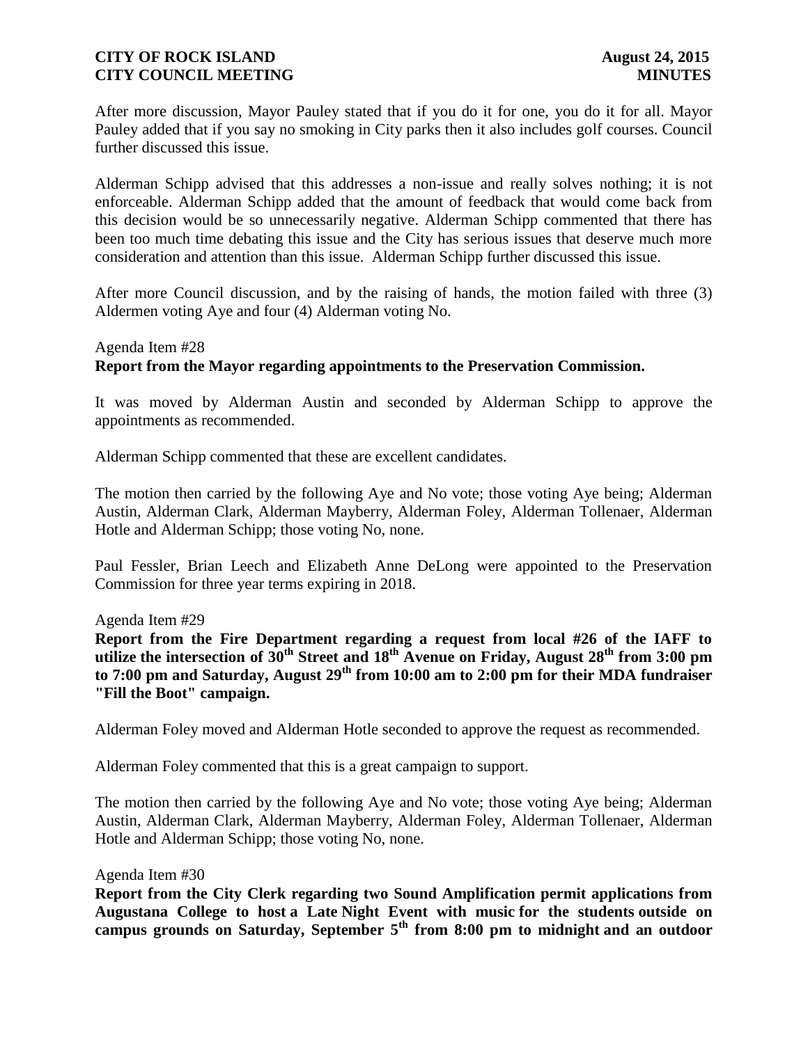After more discussion, Mayor Pauley stated that if you do it for one, you do it for all. Mayor Pauley added that if you say no smoking in City parks then it also includes golf courses. Council further discussed this issue.

Alderman Schipp advised that this addresses a non-issue and really solves nothing; it is not enforceable. Alderman Schipp added that the amount of feedback that would come back from this decision would be so unnecessarily negative. Alderman Schipp commented that there has been too much time debating this issue and the City has serious issues that deserve much more consideration and attention than this issue. Alderman Schipp further discussed this issue.

After more Council discussion, and by the raising of hands, the motion failed with three (3) Aldermen voting Aye and four (4) Alderman voting No.

Agenda Item #28
**Report from the Mayor regarding appointments to the Preservation Commission.**

It was moved by Alderman Austin and seconded by Alderman Schipp to approve the appointments as recommended.

Alderman Schipp commented that these are excellent candidates.

The motion then carried by the following Aye and No vote; those voting Aye being; Alderman Austin, Alderman Clark, Alderman Mayberry, Alderman Foley, Alderman Tollenaer, Alderman Hotle and Alderman Schipp; those voting No, none.

Paul Fessler, Brian Leech and Elizabeth Anne DeLong were appointed to the Preservation Commission for three year terms expiring in 2018.

Agenda Item #29
**Report from the Fire Department regarding a request from local #26 of the IAFF to utilize the intersection of 30th Street and 18th Avenue on Friday, August 28th from 3:00 pm to 7:00 pm and Saturday, August 29th from 10:00 am to 2:00 pm for their MDA fundraiser "Fill the Boot" campaign.**

Alderman Foley moved and Alderman Hotle seconded to approve the request as recommended.

Alderman Foley commented that this is a great campaign to support.

The motion then carried by the following Aye and No vote; those voting Aye being; Alderman Austin, Alderman Clark, Alderman Mayberry, Alderman Foley, Alderman Tollenaer, Alderman Hotle and Alderman Schipp; those voting No, none.

Agenda Item #30
**Report from the City Clerk regarding two Sound Amplification permit applications from Augustana College to host a Late Night Event with music for the students outside on campus grounds on Saturday, September 5th from 8:00 pm to midnight and an outdoor**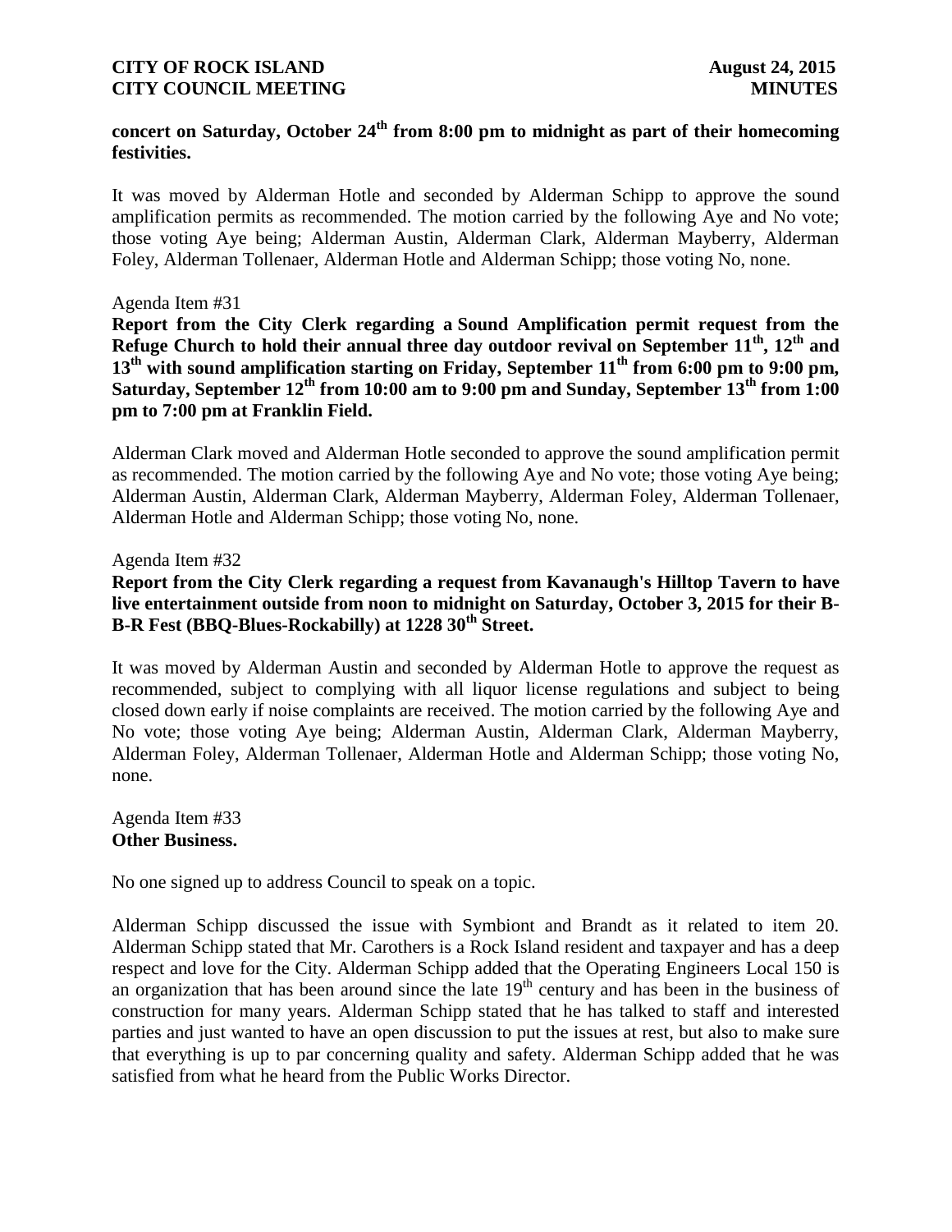**concert on Saturday, October 24th from 8:00 pm to midnight as part of their homecoming festivities.**

It was moved by Alderman Hotle and seconded by Alderman Schipp to approve the sound amplification permits as recommended. The motion carried by the following Aye and No vote; those voting Aye being; Alderman Austin, Alderman Clark, Alderman Mayberry, Alderman Foley, Alderman Tollenaer, Alderman Hotle and Alderman Schipp; those voting No, none.

Agenda Item #31

**Report from the City Clerk regarding a Sound Amplification permit request from the Refuge Church to hold their annual three day outdoor revival on September 11th, 12th and 13th with sound amplification starting on Friday, September 11th from 6:00 pm to 9:00 pm, Saturday, September 12th from 10:00 am to 9:00 pm and Sunday, September 13th from 1:00 pm to 7:00 pm at Franklin Field.**

Alderman Clark moved and Alderman Hotle seconded to approve the sound amplification permit as recommended. The motion carried by the following Aye and No vote; those voting Aye being; Alderman Austin, Alderman Clark, Alderman Mayberry, Alderman Foley, Alderman Tollenaer, Alderman Hotle and Alderman Schipp; those voting No, none.

Agenda Item #32

**Report from the City Clerk regarding a request from Kavanaugh's Hilltop Tavern to have live entertainment outside from noon to midnight on Saturday, October 3, 2015 for their B-B-R Fest (BBQ-Blues-Rockabilly) at 1228 30th Street.**

It was moved by Alderman Austin and seconded by Alderman Hotle to approve the request as recommended, subject to complying with all liquor license regulations and subject to being closed down early if noise complaints are received. The motion carried by the following Aye and No vote; those voting Aye being; Alderman Austin, Alderman Clark, Alderman Mayberry, Alderman Foley, Alderman Tollenaer, Alderman Hotle and Alderman Schipp; those voting No, none.

Agenda Item #33

**Other Business.**

No one signed up to address Council to speak on a topic.

Alderman Schipp discussed the issue with Symbiont and Brandt as it related to item 20. Alderman Schipp stated that Mr. Carothers is a Rock Island resident and taxpayer and has a deep respect and love for the City. Alderman Schipp added that the Operating Engineers Local 150 is an organization that has been around since the late 19th century and has been in the business of construction for many years. Alderman Schipp stated that he has talked to staff and interested parties and just wanted to have an open discussion to put the issues at rest, but also to make sure that everything is up to par concerning quality and safety. Alderman Schipp added that he was satisfied from what he heard from the Public Works Director.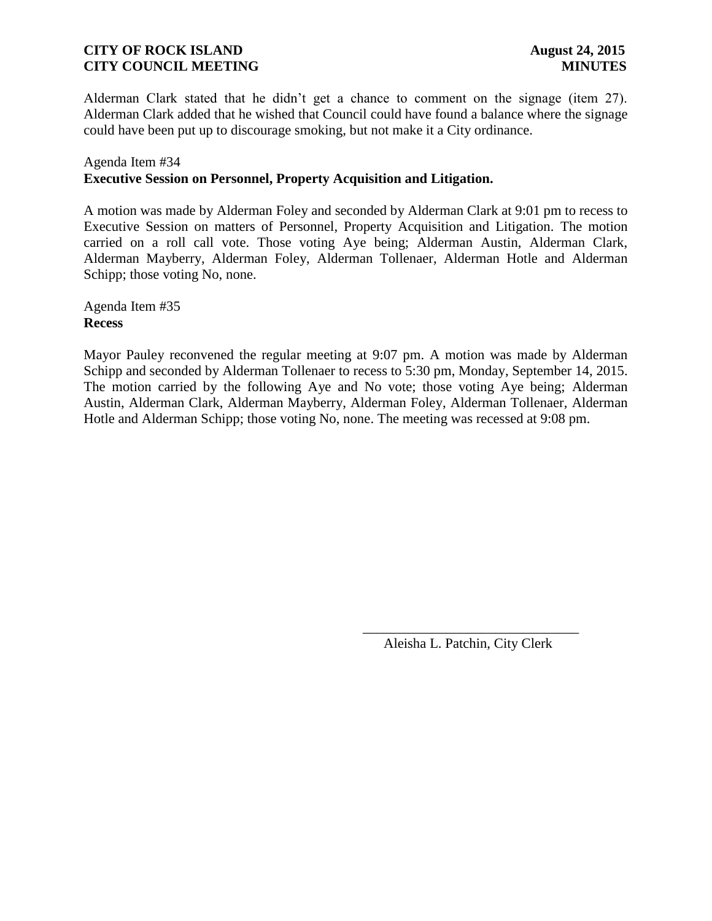Alderman Clark stated that he didn't get a chance to comment on the signage (item 27). Alderman Clark added that he wished that Council could have found a balance where the signage could have been put up to discourage smoking, but not make it a City ordinance.

Agenda Item #34
**Executive Session on Personnel, Property Acquisition and Litigation.**

A motion was made by Alderman Foley and seconded by Alderman Clark at 9:01 pm to recess to Executive Session on matters of Personnel, Property Acquisition and Litigation. The motion carried on a roll call vote. Those voting Aye being; Alderman Austin, Alderman Clark, Alderman Mayberry, Alderman Foley, Alderman Tollenaer, Alderman Hotle and Alderman Schipp; those voting No, none.

Agenda Item #35
**Recess**

Mayor Pauley reconvened the regular meeting at 9:07 pm. A motion was made by Alderman Schipp and seconded by Alderman Tollenaer to recess to 5:30 pm, Monday, September 14, 2015. The motion carried by the following Aye and No vote; those voting Aye being; Alderman Austin, Alderman Clark, Alderman Mayberry, Alderman Foley, Alderman Tollenaer, Alderman Hotle and Alderman Schipp; those voting No, none. The meeting was recessed at 9:08 pm.

\_\_\_\_\_\_\_\_\_\_\_\_\_\_\_\_\_\_\_\_\_\_\_\_\_\_\_\_\_\_\_\_

Aleisha L. Patchin, City Clerk